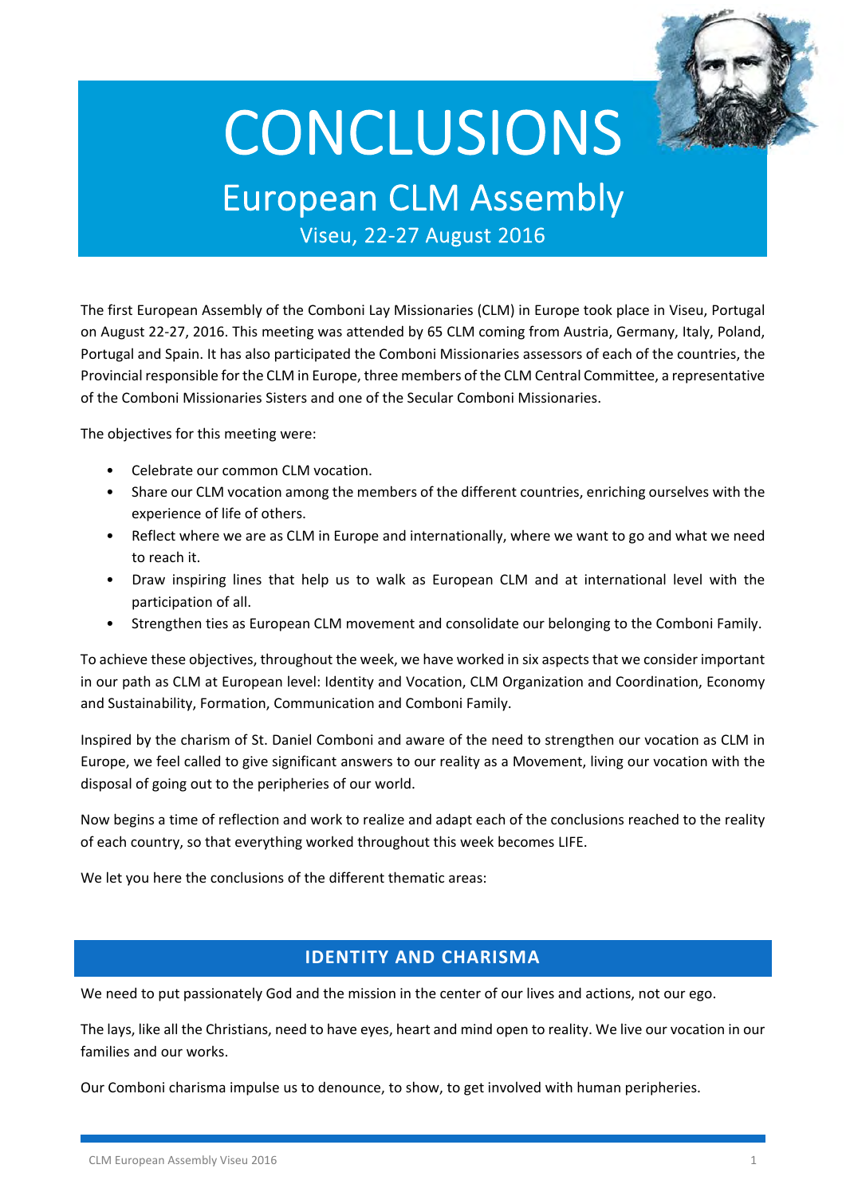# CONCLUSIONS

## European CLM Assembly

### Viseu, 22-27 August 2016

The first European Assembly of the Comboni Lay Missionaries (CLM) in Europe took place in Viseu, Portugal on August 22-27, 2016. This meeting was attended by 65 CLM coming from Austria, Germany, Italy, Poland, Portugal and Spain. It has also participated the Comboni Missionaries assessors of each of the countries, the Provincial responsible for the CLM in Europe, three members of the CLM Central Committee, a representative of the Comboni Missionaries Sisters and one of the Secular Comboni Missionaries.

The objectives for this meeting were:

- Celebrate our common CLM vocation.
- Share our CLM vocation among the members of the different countries, enriching ourselves with the experience of life of others.
- Reflect where we are as CLM in Europe and internationally, where we want to go and what we need to reach it.
- Draw inspiring lines that help us to walk as European CLM and at international level with the participation of all.
- Strengthen ties as European CLM movement and consolidate our belonging to the Comboni Family.

To achieve these objectives, throughout the week, we have worked in six aspects that we consider important in our path as CLM at European level: Identity and Vocation, CLM Organization and Coordination, Economy and Sustainability, Formation, Communication and Comboni Family.

Inspired by the charism of St. Daniel Comboni and aware of the need to strengthen our vocation as CLM in Europe, we feel called to give significant answers to our reality as a Movement, living our vocation with the disposal of going out to the peripheries of our world.

Now begins a time of reflection and work to realize and adapt each of the conclusions reached to the reality of each country, so that everything worked throughout this week becomes LIFE.

We let you here the conclusions of the different thematic areas:

## IDENTITY AND CHARISMA

We need to put passionately God and the mission in the center of our lives and actions, not our ego.

The lays, like all the Christians, need to have eyes, heart and mind open to reality. We live our vocation in our families and our works.

Our Comboni charisma impulse us to denounce, to show, to get involved with human peripheries.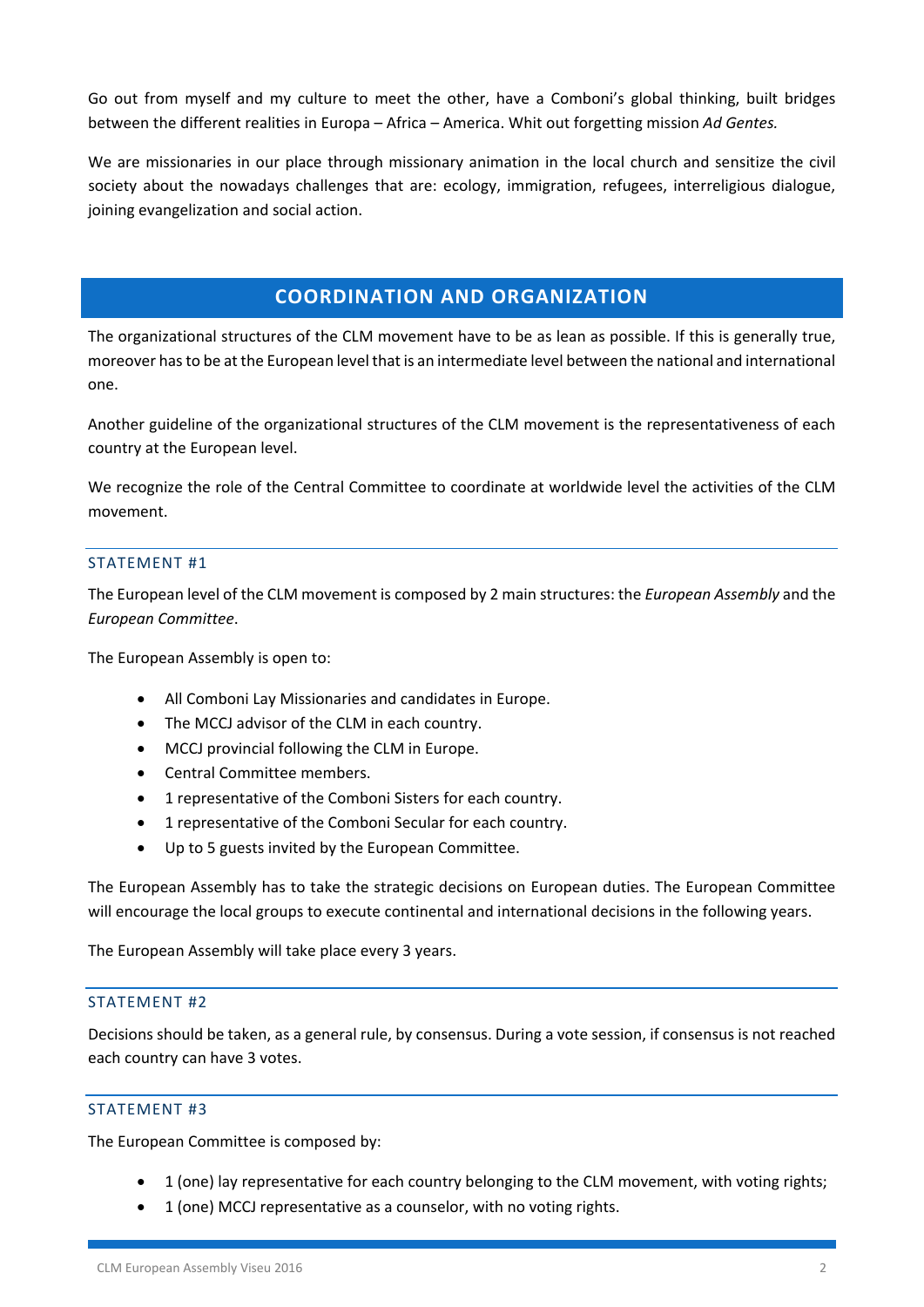Go out from myself and my culture to meet the other, have a Comboni's global thinking, built bridges between the different realities in Europa – Africa – America. Whit out forgetting mission *Ad Gentes.*

We are missionaries in our place through missionary animation in the local church and sensitize the civil society about the nowadays challenges that are: ecology, immigration, refugees, interreligious dialogue, joining evangelization and social action.

## COORDINATION AND ORGANIZATION

The organizational structures of the CLM movement have to be as lean as possible. If this is generally true, moreover has to be at the European level that is an intermediate level between the national and international one.

Another guideline of the organizational structures of the CLM movement is the representativeness of each country at the European level.

We recognize the role of the Central Committee to coordinate at worldwide level the activities of the CLM movement.

### STATEMENT #1

The European level of the CLM movement is composed by 2 main structures: the *European Assembly* and the *European Committee*.

The European Assembly is open to:

- All Comboni Lay Missionaries and candidates in Europe.
- The MCCJ advisor of the CLM in each country.
- MCCJ provincial following the CLM in Europe.
- Central Committee members.
- 1 representative of the Comboni Sisters for each country.
- 1 representative of the Comboni Secular for each country.
- Up to 5 guests invited by the European Committee.

The European Assembly has to take the strategic decisions on European duties. The European Committee will encourage the local groups to execute continental and international decisions in the following years.

The European Assembly will take place every 3 years.

### STATEMENT #2

Decisions should be taken, as a general rule, by consensus. During a vote session, if consensus is not reached each country can have 3 votes.

### STATEMENT #3

The European Committee is composed by:

- 1 (one) lay representative for each country belonging to the CLM movement, with voting rights;
- 1 (one) MCCJ representative as a counselor, with no voting rights.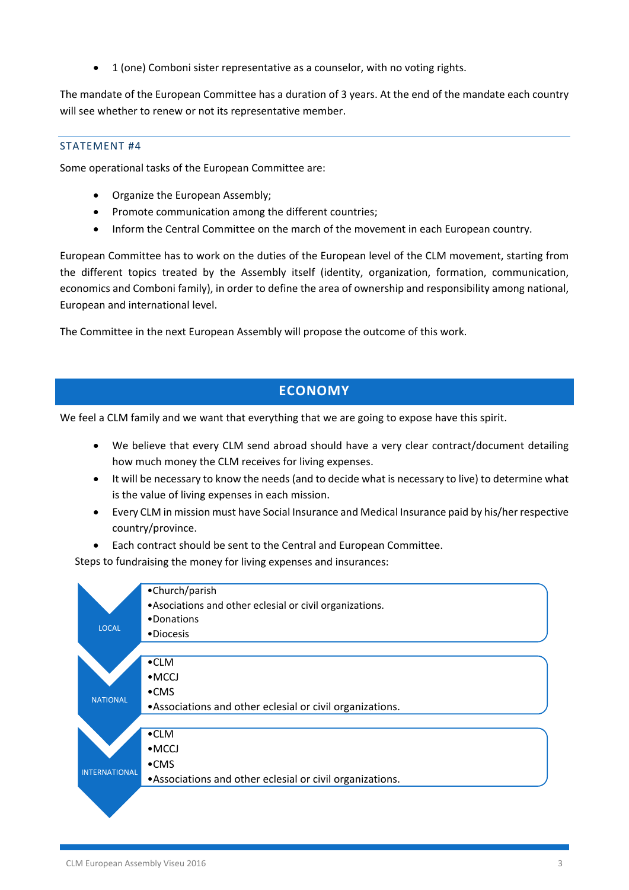- 1 (one) Comboni sister representative as a counselor, with no voting rights.

The mandate of the European Committee has a duration of 3 years. At the end of the mandate each country will see whether to renew or not its representative member.

### STATEMENT #4

Some operational tasks of the European Committee are:

- Organize the European Assembly;
- Promote communication among the different countries;
- Inform the Central Committee on the march of the movement in each European country.

European Committee has to work on the duties of the European level of the CLM movement, starting from the different topics treated by the Assembly itself (identity, organization, formation, communication, economics and Comboni family), in order to define the area of ownership and responsibility among national, European and international level.

The Committee in the next European Assembly will propose the outcome of this work.

## ECONOMY

We feel a CLM family and we want that everything that we are going to expose have this spirit.

- We believe that every CLM send abroad should have a very clear contract/document detailing how much money the CLM receives for living expenses.
- It will be necessary to know the needs (and to decide what is necessary to live) to determine what is the value of living expenses in each mission.
- Every CLM in mission must have Social Insurance and Medical Insurance paid by his/her respective country/province.
- Each contract should be sent to the Central and European Committee.

Steps to fundraising the money for living expenses and insurances:

**LOCAL**
- Church/parish
- Asociations and other eclesial or civil organizations.
- Donations
- Diocesis

**NATIONAL**
- CLM
- MCCJ
- CMS
- Associations and other eclesial or civil organizations.

**INTERNATIONAL**
- CLM
- MCCJ
- CMS
- Associations and other eclesial or civil organizations.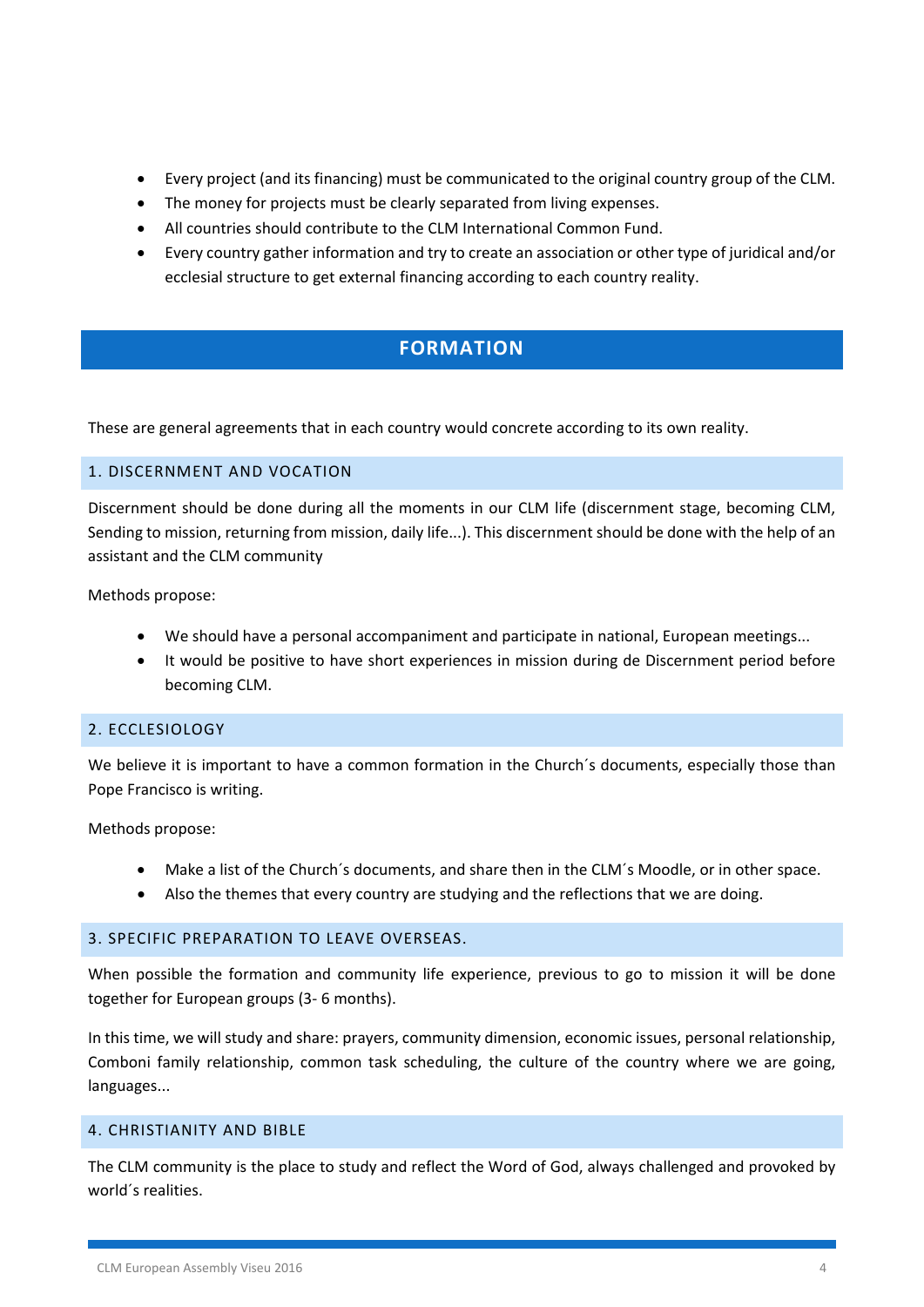- Every project (and its financing) must be communicated to the original country group of the CLM.
- The money for projects must be clearly separated from living expenses.
- All countries should contribute to the CLM International Common Fund.
- Every country gather information and try to create an association or other type of juridical and/or ecclesial structure to get external financing according to each country reality.

## FORMATION

These are general agreements that in each country would concrete according to its own reality.

### 1. DISCERNMENT AND VOCATION

Discernment should be done during all the moments in our CLM life (discernment stage, becoming CLM, Sending to mission, returning from mission, daily life...). This discernment should be done with the help of an assistant and the CLM community

Methods propose:

- We should have a personal accompaniment and participate in national, European meetings...
- It would be positive to have short experiences in mission during de Discernment period before becoming CLM.

### 2. ECCLESIOLOGY

We believe it is important to have a common formation in the Church´s documents, especially those than Pope Francisco is writing.

Methods propose:

- Make a list of the Church´s documents, and share then in the CLM´s Moodle, or in other space.
- Also the themes that every country are studying and the reflections that we are doing.

### 3. SPECIFIC PREPARATION TO LEAVE OVERSEAS.

When possible the formation and community life experience, previous to go to mission it will be done together for European groups (3- 6 months).

In this time, we will study and share: prayers, community dimension, economic issues, personal relationship, Comboni family relationship, common task scheduling, the culture of the country where we are going, languages...

### 4. CHRISTIANITY AND BIBLE

The CLM community is the place to study and reflect the Word of God, always challenged and provoked by world´s realities.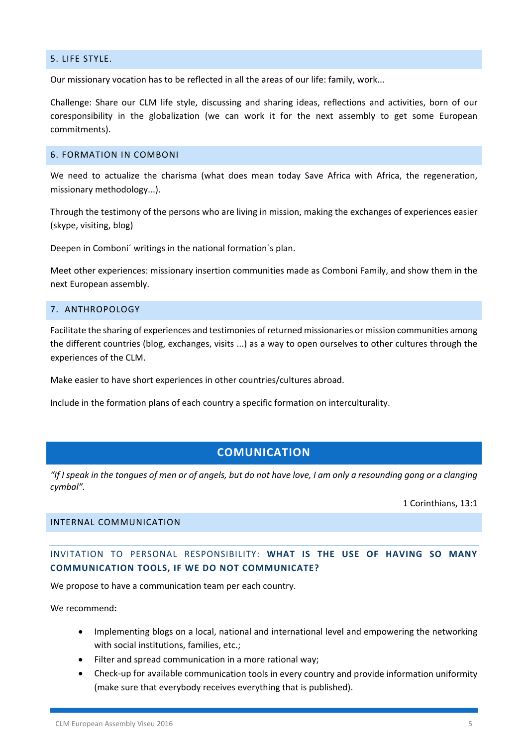## 5. LIFE STYLE.

Our missionary vocation has to be reflected in all the areas of our life: family, work...

Challenge: Share our CLM life style, discussing and sharing ideas, reflections and activities, born of our coresponsibility in the globalization (we can work it for the next assembly to get some European commitments).

## 6. FORMATION IN COMBONI

We need to actualize the charisma (what does mean today Save Africa with Africa, the regeneration, missionary methodology...).

Through the testimony of the persons who are living in mission, making the exchanges of experiences easier (skype, visiting, blog)

Deepen in Comboni´ writings in the national formation´s plan.

Meet other experiences: missionary insertion communities made as Comboni Family, and show them in the next European assembly.

## 7. ANTHROPOLOGY

Facilitate the sharing of experiences and testimonies of returned missionaries or mission communities among the different countries (blog, exchanges, visits ...) as a way to open ourselves to other cultures through the experiences of the CLM.

Make easier to have short experiences in other countries/cultures abroad.

Include in the formation plans of each country a specific formation on interculturality.

# COMUNICATION

*"If I speak in the tongues of men or of angels, but do not have love, I am only a resounding gong or a clanging cymbal".*

1 Corinthians, 13:1

## INTERNAL COMMUNICATION

### INVITATION TO PERSONAL RESPONSIBILITY: **WHAT IS THE USE OF HAVING SO MANY COMMUNICATION TOOLS, IF WE DO NOT COMMUNICATE?**

We propose to have a communication team per each country.

We recommend**:**

- Implementing blogs on a local, national and international level and empowering the networking with social institutions, families, etc.;
- Filter and spread communication in a more rational way;
- Check-up for available communication tools in every country and provide information uniformity (make sure that everybody receives everything that is published).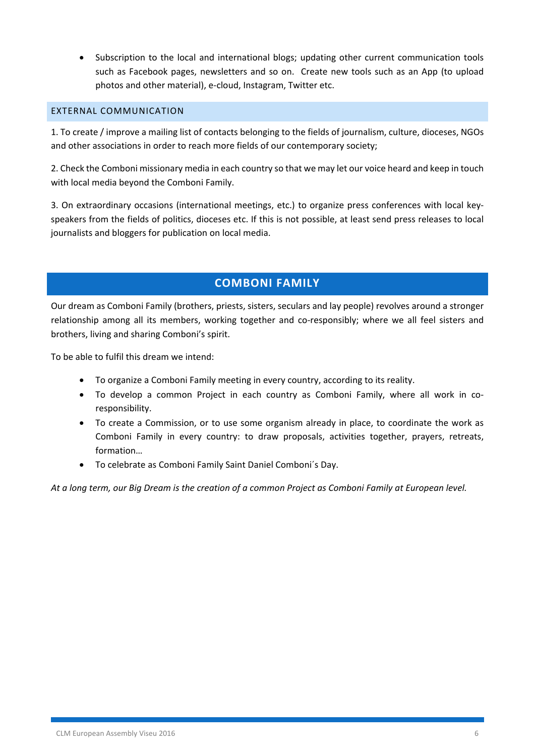- Subscription to the local and international blogs; updating other current communication tools such as Facebook pages, newsletters and so on. Create new tools such as an App (to upload photos and other material), e-cloud, Instagram, Twitter etc.

### EXTERNAL COMMUNICATION

1. To create / improve a mailing list of contacts belonging to the fields of journalism, culture, dioceses, NGOs and other associations in order to reach more fields of our contemporary society;

2. Check the Comboni missionary media in each country so that we may let our voice heard and keep in touch with local media beyond the Comboni Family.

3. On extraordinary occasions (international meetings, etc.) to organize press conferences with local key-speakers from the fields of politics, dioceses etc. If this is not possible, at least send press releases to local journalists and bloggers for publication on local media.

## COMBONI FAMILY

Our dream as Comboni Family (brothers, priests, sisters, seculars and lay people) revolves around a stronger relationship among all its members, working together and co-responsibly; where we all feel sisters and brothers, living and sharing Comboni's spirit.

To be able to fulfil this dream we intend:

- To organize a Comboni Family meeting in every country, according to its reality.
- To develop a common Project in each country as Comboni Family, where all work in co-responsibility.
- To create a Commission, or to use some organism already in place, to coordinate the work as Comboni Family in every country: to draw proposals, activities together, prayers, retreats, formation…
- To celebrate as Comboni Family Saint Daniel Comboni´s Day.

*At a long term, our Big Dream is the creation of a common Project as Comboni Family at European level.*